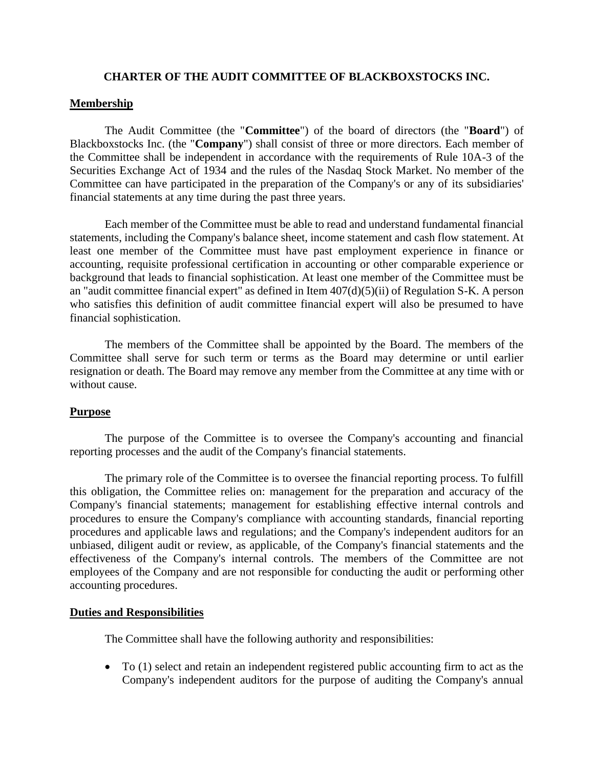# CHARTER OF THE AUDIT COMMITTEE OF BLACKBOXSTOCKS INC.

## Membership

The Audit Committee (the "**Committee**") of the board of directors (the "**Board**") of Blackboxstocks Inc. (the "**Company**") shall consist of three or more directors. Each member of the Committee shall be independent in accordance with the requirements of Rule 10A-3 of the Securities Exchange Act of 1934 and the rules of the Nasdaq Stock Market. No member of the Committee can have participated in the preparation of the Company's or any of its subsidiaries' financial statements at any time during the past three years.

Each member of the Committee must be able to read and understand fundamental financial statements, including the Company's balance sheet, income statement and cash flow statement. At least one member of the Committee must have past employment experience in finance or accounting, requisite professional certification in accounting or other comparable experience or background that leads to financial sophistication. At least one member of the Committee must be an "audit committee financial expert" as defined in Item 407(d)(5)(ii) of Regulation S-K. A person who satisfies this definition of audit committee financial expert will also be presumed to have financial sophistication.

The members of the Committee shall be appointed by the Board. The members of the Committee shall serve for such term or terms as the Board may determine or until earlier resignation or death. The Board may remove any member from the Committee at any time with or without cause.

## Purpose

The purpose of the Committee is to oversee the Company's accounting and financial reporting processes and the audit of the Company's financial statements.

The primary role of the Committee is to oversee the financial reporting process. To fulfill this obligation, the Committee relies on: management for the preparation and accuracy of the Company's financial statements; management for establishing effective internal controls and procedures to ensure the Company's compliance with accounting standards, financial reporting procedures and applicable laws and regulations; and the Company's independent auditors for an unbiased, diligent audit or review, as applicable, of the Company's financial statements and the effectiveness of the Company's internal controls. The members of the Committee are not employees of the Company and are not responsible for conducting the audit or performing other accounting procedures.

## Duties and Responsibilities

The Committee shall have the following authority and responsibilities:

- To (1) select and retain an independent registered public accounting firm to act as the Company's independent auditors for the purpose of auditing the Company's annual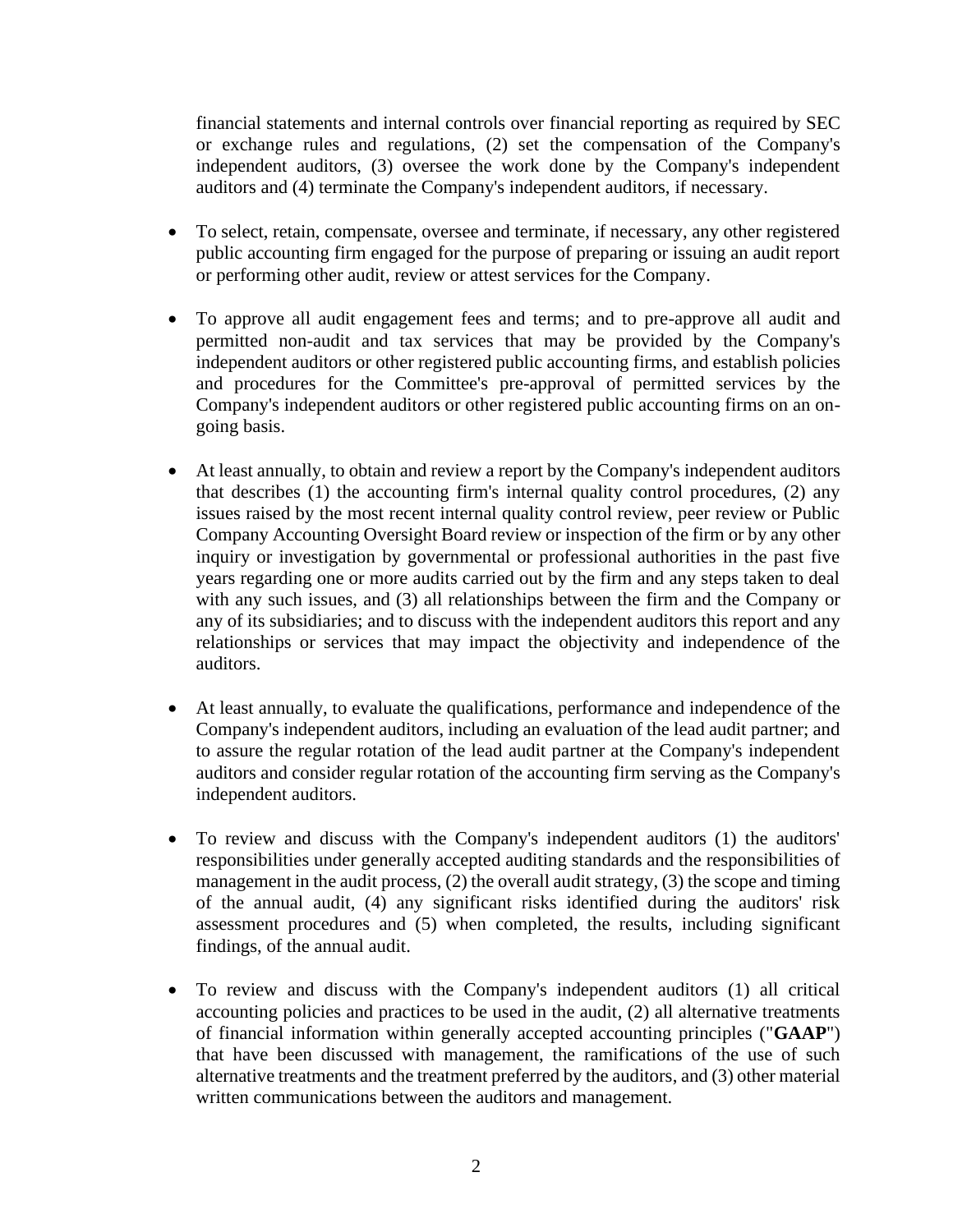financial statements and internal controls over financial reporting as required by SEC or exchange rules and regulations, (2) set the compensation of the Company's independent auditors, (3) oversee the work done by the Company's independent auditors and (4) terminate the Company's independent auditors, if necessary.

- To select, retain, compensate, oversee and terminate, if necessary, any other registered public accounting firm engaged for the purpose of preparing or issuing an audit report or performing other audit, review or attest services for the Company.

- To approve all audit engagement fees and terms; and to pre-approve all audit and permitted non-audit and tax services that may be provided by the Company's independent auditors or other registered public accounting firms, and establish policies and procedures for the Committee's pre-approval of permitted services by the Company's independent auditors or other registered public accounting firms on an on-going basis.

- At least annually, to obtain and review a report by the Company's independent auditors that describes (1) the accounting firm's internal quality control procedures, (2) any issues raised by the most recent internal quality control review, peer review or Public Company Accounting Oversight Board review or inspection of the firm or by any other inquiry or investigation by governmental or professional authorities in the past five years regarding one or more audits carried out by the firm and any steps taken to deal with any such issues, and (3) all relationships between the firm and the Company or any of its subsidiaries; and to discuss with the independent auditors this report and any relationships or services that may impact the objectivity and independence of the auditors.

- At least annually, to evaluate the qualifications, performance and independence of the Company's independent auditors, including an evaluation of the lead audit partner; and to assure the regular rotation of the lead audit partner at the Company's independent auditors and consider regular rotation of the accounting firm serving as the Company's independent auditors.

- To review and discuss with the Company's independent auditors (1) the auditors' responsibilities under generally accepted auditing standards and the responsibilities of management in the audit process, (2) the overall audit strategy, (3) the scope and timing of the annual audit, (4) any significant risks identified during the auditors' risk assessment procedures and (5) when completed, the results, including significant findings, of the annual audit.

- To review and discuss with the Company's independent auditors (1) all critical accounting policies and practices to be used in the audit, (2) all alternative treatments of financial information within generally accepted accounting principles ("**GAAP**") that have been discussed with management, the ramifications of the use of such alternative treatments and the treatment preferred by the auditors, and (3) other material written communications between the auditors and management.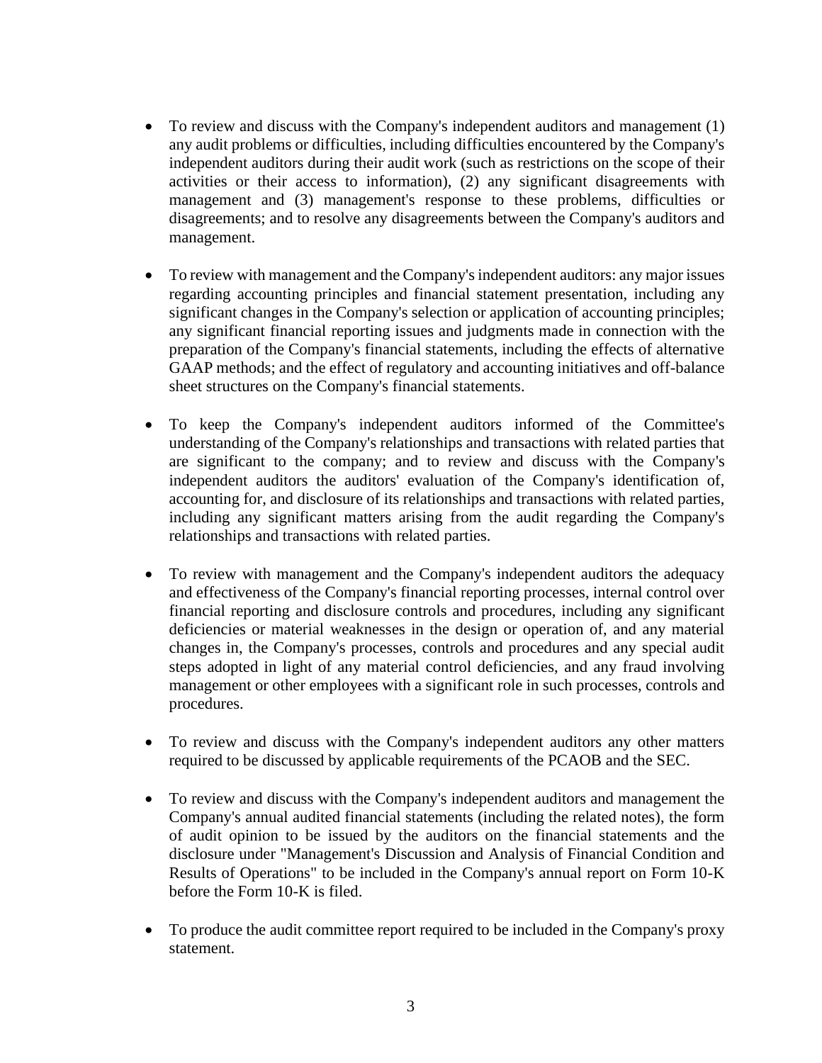- To review and discuss with the Company's independent auditors and management (1) any audit problems or difficulties, including difficulties encountered by the Company's independent auditors during their audit work (such as restrictions on the scope of their activities or their access to information), (2) any significant disagreements with management and (3) management's response to these problems, difficulties or disagreements; and to resolve any disagreements between the Company's auditors and management.

- To review with management and the Company's independent auditors: any major issues regarding accounting principles and financial statement presentation, including any significant changes in the Company's selection or application of accounting principles; any significant financial reporting issues and judgments made in connection with the preparation of the Company's financial statements, including the effects of alternative GAAP methods; and the effect of regulatory and accounting initiatives and off-balance sheet structures on the Company's financial statements.

- To keep the Company's independent auditors informed of the Committee's understanding of the Company's relationships and transactions with related parties that are significant to the company; and to review and discuss with the Company's independent auditors the auditors' evaluation of the Company's identification of, accounting for, and disclosure of its relationships and transactions with related parties, including any significant matters arising from the audit regarding the Company's relationships and transactions with related parties.

- To review with management and the Company's independent auditors the adequacy and effectiveness of the Company's financial reporting processes, internal control over financial reporting and disclosure controls and procedures, including any significant deficiencies or material weaknesses in the design or operation of, and any material changes in, the Company's processes, controls and procedures and any special audit steps adopted in light of any material control deficiencies, and any fraud involving management or other employees with a significant role in such processes, controls and procedures.

- To review and discuss with the Company's independent auditors any other matters required to be discussed by applicable requirements of the PCAOB and the SEC.

- To review and discuss with the Company's independent auditors and management the Company's annual audited financial statements (including the related notes), the form of audit opinion to be issued by the auditors on the financial statements and the disclosure under "Management's Discussion and Analysis of Financial Condition and Results of Operations" to be included in the Company's annual report on Form 10-K before the Form 10-K is filed.

- To produce the audit committee report required to be included in the Company's proxy statement.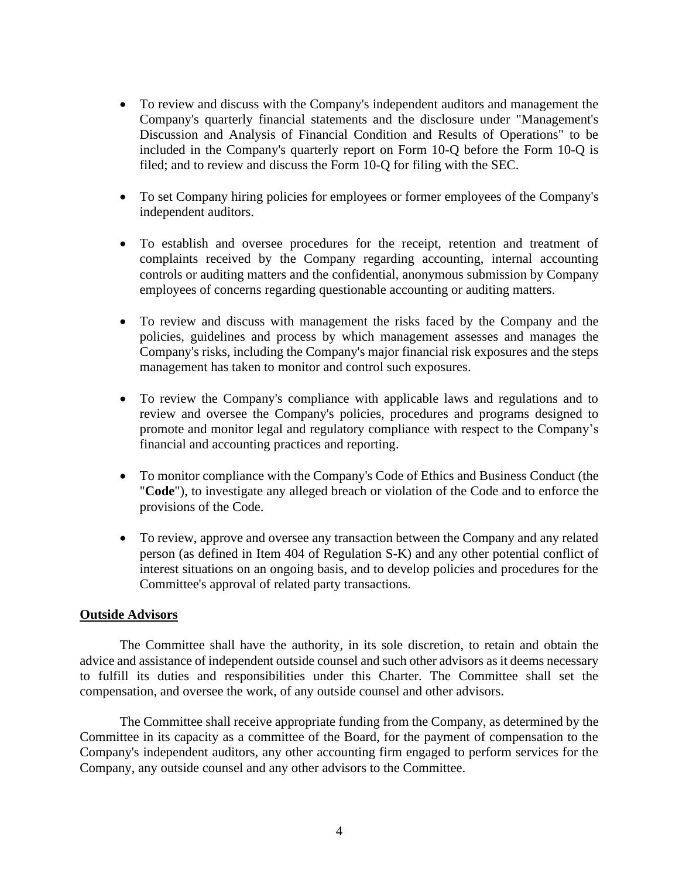- To review and discuss with the Company's independent auditors and management the Company's quarterly financial statements and the disclosure under "Management's Discussion and Analysis of Financial Condition and Results of Operations" to be included in the Company's quarterly report on Form 10-Q before the Form 10-Q is filed; and to review and discuss the Form 10-Q for filing with the SEC.

- To set Company hiring policies for employees or former employees of the Company's independent auditors.

- To establish and oversee procedures for the receipt, retention and treatment of complaints received by the Company regarding accounting, internal accounting controls or auditing matters and the confidential, anonymous submission by Company employees of concerns regarding questionable accounting or auditing matters.

- To review and discuss with management the risks faced by the Company and the policies, guidelines and process by which management assesses and manages the Company's risks, including the Company's major financial risk exposures and the steps management has taken to monitor and control such exposures.

- To review the Company's compliance with applicable laws and regulations and to review and oversee the Company's policies, procedures and programs designed to promote and monitor legal and regulatory compliance with respect to the Company's financial and accounting practices and reporting.

- To monitor compliance with the Company's Code of Ethics and Business Conduct (the "**Code**"), to investigate any alleged breach or violation of the Code and to enforce the provisions of the Code.

- To review, approve and oversee any transaction between the Company and any related person (as defined in Item 404 of Regulation S-K) and any other potential conflict of interest situations on an ongoing basis, and to develop policies and procedures for the Committee's approval of related party transactions.

**Outside Advisors**

The Committee shall have the authority, in its sole discretion, to retain and obtain the advice and assistance of independent outside counsel and such other advisors as it deems necessary to fulfill its duties and responsibilities under this Charter. The Committee shall set the compensation, and oversee the work, of any outside counsel and other advisors.

The Committee shall receive appropriate funding from the Company, as determined by the Committee in its capacity as a committee of the Board, for the payment of compensation to the Company's independent auditors, any other accounting firm engaged to perform services for the Company, any outside counsel and any other advisors to the Committee.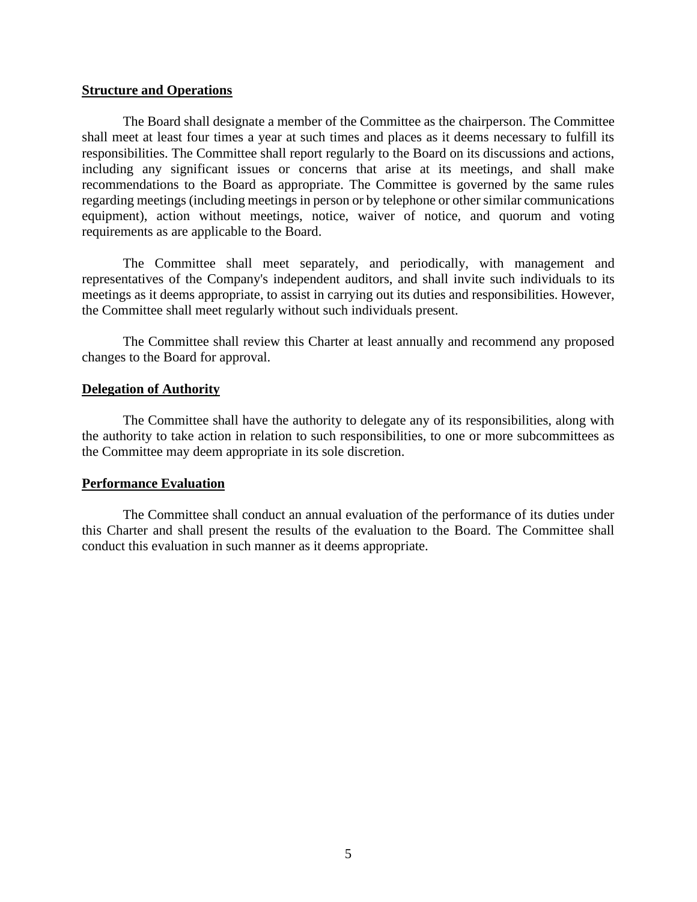**Structure and Operations**

The Board shall designate a member of the Committee as the chairperson. The Committee shall meet at least four times a year at such times and places as it deems necessary to fulfill its responsibilities. The Committee shall report regularly to the Board on its discussions and actions, including any significant issues or concerns that arise at its meetings, and shall make recommendations to the Board as appropriate. The Committee is governed by the same rules regarding meetings (including meetings in person or by telephone or other similar communications equipment), action without meetings, notice, waiver of notice, and quorum and voting requirements as are applicable to the Board.

The Committee shall meet separately, and periodically, with management and representatives of the Company's independent auditors, and shall invite such individuals to its meetings as it deems appropriate, to assist in carrying out its duties and responsibilities. However, the Committee shall meet regularly without such individuals present.

The Committee shall review this Charter at least annually and recommend any proposed changes to the Board for approval.

**Delegation of Authority**

The Committee shall have the authority to delegate any of its responsibilities, along with the authority to take action in relation to such responsibilities, to one or more subcommittees as the Committee may deem appropriate in its sole discretion.

**Performance Evaluation**

The Committee shall conduct an annual evaluation of the performance of its duties under this Charter and shall present the results of the evaluation to the Board. The Committee shall conduct this evaluation in such manner as it deems appropriate.